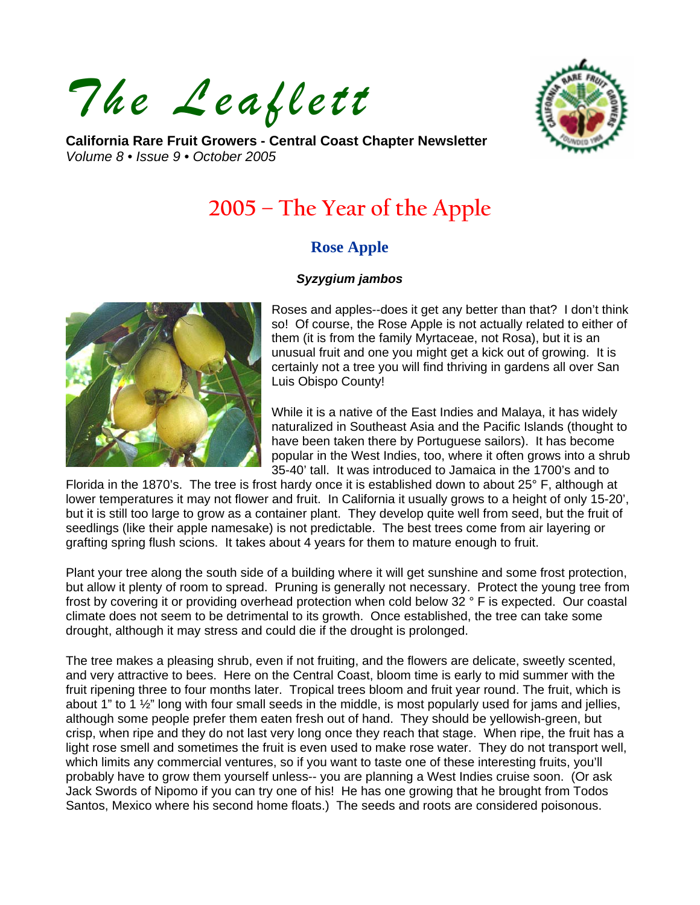# *The Leaflett*

**California Rare Fruit Growers - Central Coast Chapter Newsletter**
*Volume 8 • Issue 9 • October 2005*

## 2005 – The Year of the Apple

### Rose Apple

***Syzygium jambos***

Roses and apples--does it get any better than that? I don't think so! Of course, the Rose Apple is not actually related to either of them (it is from the family Myrtaceae, not Rosa), but it is an unusual fruit and one you might get a kick out of growing. It is certainly not a tree you will find thriving in gardens all over San Luis Obispo County!

While it is a native of the East Indies and Malaya, it has widely naturalized in Southeast Asia and the Pacific Islands (thought to have been taken there by Portuguese sailors). It has become popular in the West Indies, too, where it often grows into a shrub 35-40' tall. It was introduced to Jamaica in the 1700's and to Florida in the 1870's. The tree is frost hardy once it is established down to about 25° F, although at lower temperatures it may not flower and fruit. In California it usually grows to a height of only 15-20', but it is still too large to grow as a container plant. They develop quite well from seed, but the fruit of seedlings (like their apple namesake) is not predictable. The best trees come from air layering or grafting spring flush scions. It takes about 4 years for them to mature enough to fruit.

Plant your tree along the south side of a building where it will get sunshine and some frost protection, but allow it plenty of room to spread. Pruning is generally not necessary. Protect the young tree from frost by covering it or providing overhead protection when cold below 32 ° F is expected. Our coastal climate does not seem to be detrimental to its growth. Once established, the tree can take some drought, although it may stress and could die if the drought is prolonged.

The tree makes a pleasing shrub, even if not fruiting, and the flowers are delicate, sweetly scented, and very attractive to bees. Here on the Central Coast, bloom time is early to mid summer with the fruit ripening three to four months later. Tropical trees bloom and fruit year round. The fruit, which is about 1" to 1 ½" long with four small seeds in the middle, is most popularly used for jams and jellies, although some people prefer them eaten fresh out of hand. They should be yellowish-green, but crisp, when ripe and they do not last very long once they reach that stage. When ripe, the fruit has a light rose smell and sometimes the fruit is even used to make rose water. They do not transport well, which limits any commercial ventures, so if you want to taste one of these interesting fruits, you'll probably have to grow them yourself unless-- you are planning a West Indies cruise soon. (Or ask Jack Swords of Nipomo if you can try one of his! He has one growing that he brought from Todos Santos, Mexico where his second home floats.) The seeds and roots are considered poisonous.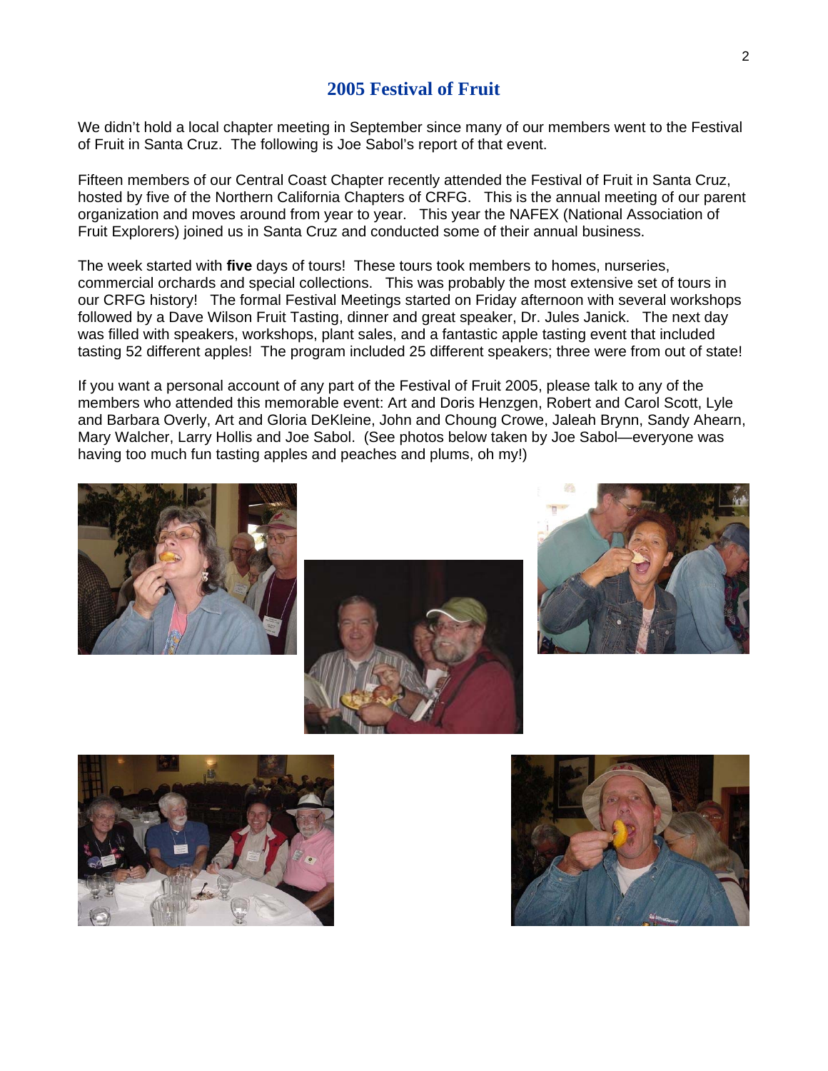## 2005 Festival of Fruit

We didn't hold a local chapter meeting in September since many of our members went to the Festival of Fruit in Santa Cruz. The following is Joe Sabol's report of that event.

Fifteen members of our Central Coast Chapter recently attended the Festival of Fruit in Santa Cruz, hosted by five of the Northern California Chapters of CRFG. This is the annual meeting of our parent organization and moves around from year to year. This year the NAFEX (National Association of Fruit Explorers) joined us in Santa Cruz and conducted some of their annual business.

The week started with **five** days of tours! These tours took members to homes, nurseries, commercial orchards and special collections. This was probably the most extensive set of tours in our CRFG history! The formal Festival Meetings started on Friday afternoon with several workshops followed by a Dave Wilson Fruit Tasting, dinner and great speaker, Dr. Jules Janick. The next day was filled with speakers, workshops, plant sales, and a fantastic apple tasting event that included tasting 52 different apples! The program included 25 different speakers; three were from out of state!

If you want a personal account of any part of the Festival of Fruit 2005, please talk to any of the members who attended this memorable event: Art and Doris Henzgen, Robert and Carol Scott, Lyle and Barbara Overly, Art and Gloria DeKleine, John and Choung Crowe, Jaleah Brynn, Sandy Ahearn, Mary Walcher, Larry Hollis and Joe Sabol. (See photos below taken by Joe Sabol—everyone was having too much fun tasting apples and peaches and plums, oh my!)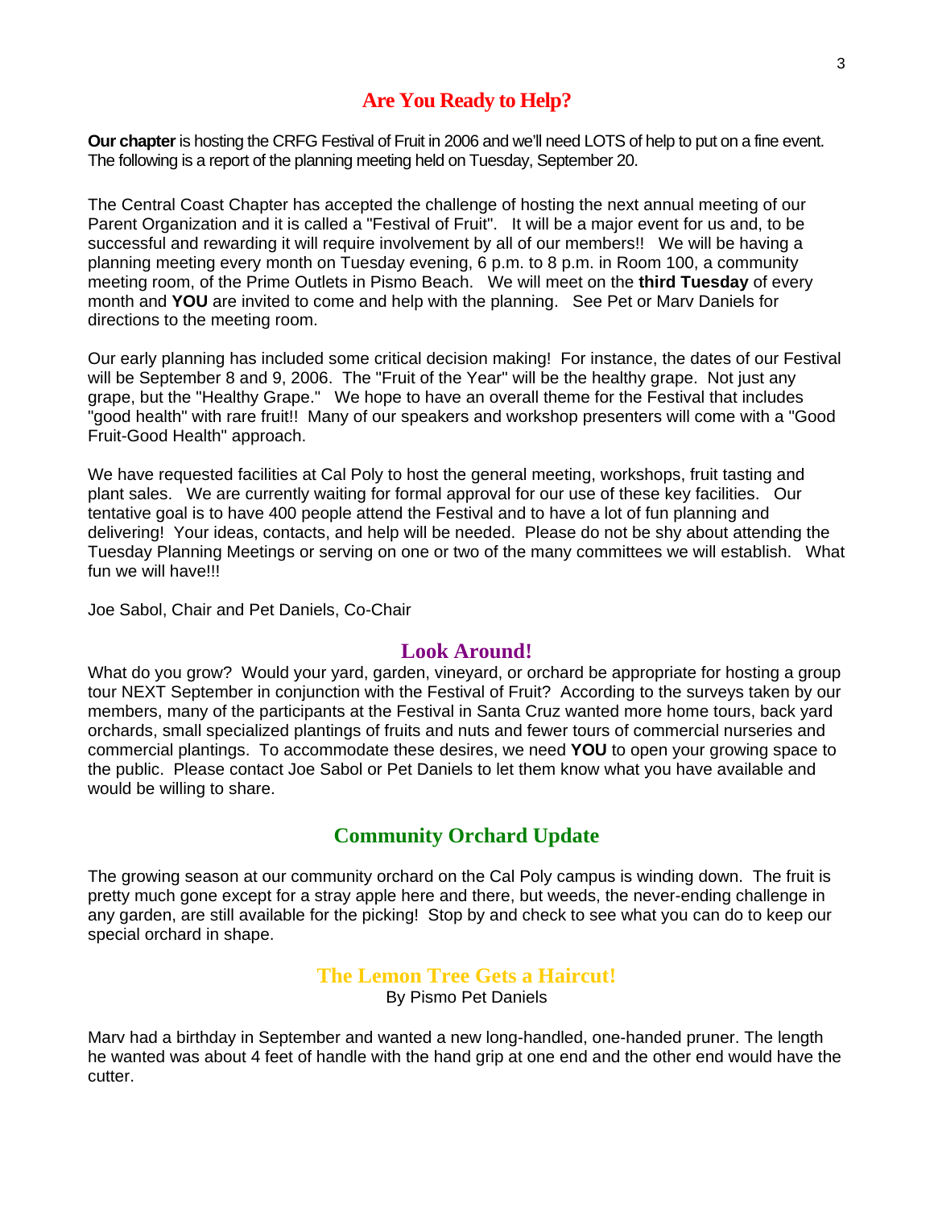## Are You Ready to Help?

**Our chapter** is hosting the CRFG Festival of Fruit in 2006 and we'll need LOTS of help to put on a fine event. The following is a report of the planning meeting held on Tuesday, September 20.

The Central Coast Chapter has accepted the challenge of hosting the next annual meeting of our Parent Organization and it is called a "Festival of Fruit". It will be a major event for us and, to be successful and rewarding it will require involvement by all of our members!! We will be having a planning meeting every month on Tuesday evening, 6 p.m. to 8 p.m. in Room 100, a community meeting room, of the Prime Outlets in Pismo Beach. We will meet on the **third Tuesday** of every month and **YOU** are invited to come and help with the planning. See Pet or Marv Daniels for directions to the meeting room.

Our early planning has included some critical decision making! For instance, the dates of our Festival will be September 8 and 9, 2006. The "Fruit of the Year" will be the healthy grape. Not just any grape, but the "Healthy Grape." We hope to have an overall theme for the Festival that includes "good health" with rare fruit!! Many of our speakers and workshop presenters will come with a "Good Fruit-Good Health" approach.

We have requested facilities at Cal Poly to host the general meeting, workshops, fruit tasting and plant sales. We are currently waiting for formal approval for our use of these key facilities. Our tentative goal is to have 400 people attend the Festival and to have a lot of fun planning and delivering! Your ideas, contacts, and help will be needed. Please do not be shy about attending the Tuesday Planning Meetings or serving on one or two of the many committees we will establish. What fun we will have!!!

Joe Sabol, Chair and Pet Daniels, Co-Chair

## Look Around!

What do you grow? Would your yard, garden, vineyard, or orchard be appropriate for hosting a group tour NEXT September in conjunction with the Festival of Fruit? According to the surveys taken by our members, many of the participants at the Festival in Santa Cruz wanted more home tours, back yard orchards, small specialized plantings of fruits and nuts and fewer tours of commercial nurseries and commercial plantings. To accommodate these desires, we need **YOU** to open your growing space to the public. Please contact Joe Sabol or Pet Daniels to let them know what you have available and would be willing to share.

## Community Orchard Update

The growing season at our community orchard on the Cal Poly campus is winding down. The fruit is pretty much gone except for a stray apple here and there, but weeds, the never-ending challenge in any garden, are still available for the picking! Stop by and check to see what you can do to keep our special orchard in shape.

## The Lemon Tree Gets a Haircut!

By Pismo Pet Daniels

Marv had a birthday in September and wanted a new long-handled, one-handed pruner. The length he wanted was about 4 feet of handle with the hand grip at one end and the other end would have the cutter.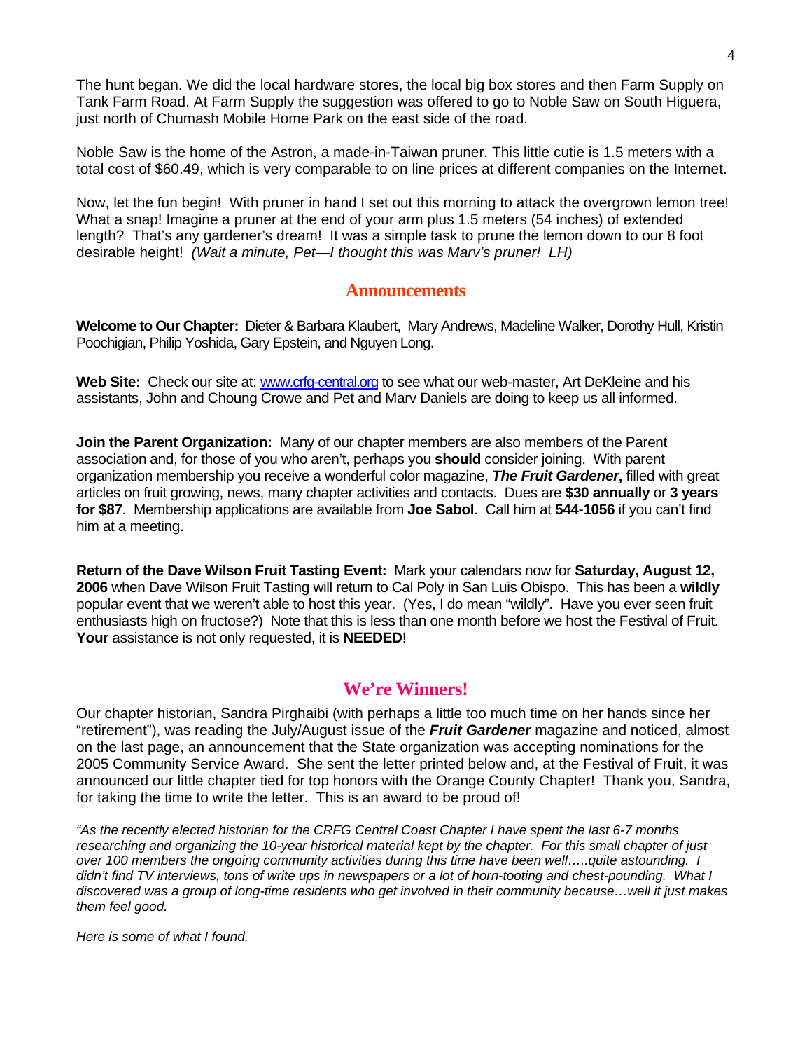The hunt began. We did the local hardware stores, the local big box stores and then Farm Supply on Tank Farm Road. At Farm Supply the suggestion was offered to go to Noble Saw on South Higuera, just north of Chumash Mobile Home Park on the east side of the road.

Noble Saw is the home of the Astron, a made-in-Taiwan pruner. This little cutie is 1.5 meters with a total cost of $60.49, which is very comparable to on line prices at different companies on the Internet.

Now, let the fun begin! With pruner in hand I set out this morning to attack the overgrown lemon tree! What a snap! Imagine a pruner at the end of your arm plus 1.5 meters (54 inches) of extended length? That's any gardener's dream! It was a simple task to prune the lemon down to our 8 foot desirable height! *(Wait a minute, Pet—I thought this was Marv's pruner! LH)*

## Announcements

**Welcome to Our Chapter:** Dieter & Barbara Klaubert, Mary Andrews, Madeline Walker, Dorothy Hull, Kristin Poochigian, Philip Yoshida, Gary Epstein, and Nguyen Long.

**Web Site:** Check our site at: www.crfg-central.org to see what our web-master, Art DeKleine and his assistants, John and Choung Crowe and Pet and Marv Daniels are doing to keep us all informed.

**Join the Parent Organization:** Many of our chapter members are also members of the Parent association and, for those of you who aren't, perhaps you **should** consider joining. With parent organization membership you receive a wonderful color magazine, ***The Fruit Gardener*****,** filled with great articles on fruit growing, news, many chapter activities and contacts. Dues are **$30 annually** or **3 years for $87**. Membership applications are available from **Joe Sabol**. Call him at **544-1056** if you can't find him at a meeting.

**Return of the Dave Wilson Fruit Tasting Event:** Mark your calendars now for **Saturday, August 12, 2006** when Dave Wilson Fruit Tasting will return to Cal Poly in San Luis Obispo. This has been a **wildly** popular event that we weren't able to host this year. (Yes, I do mean "wildly". Have you ever seen fruit enthusiasts high on fructose?) Note that this is less than one month before we host the Festival of Fruit. **Your** assistance is not only requested, it is **NEEDED**!

## We're Winners!

Our chapter historian, Sandra Pirghaibi (with perhaps a little too much time on her hands since her "retirement"), was reading the July/August issue of the ***Fruit Gardener*** magazine and noticed, almost on the last page, an announcement that the State organization was accepting nominations for the 2005 Community Service Award. She sent the letter printed below and, at the Festival of Fruit, it was announced our little chapter tied for top honors with the Orange County Chapter! Thank you, Sandra, for taking the time to write the letter. This is an award to be proud of!

*"As the recently elected historian for the CRFG Central Coast Chapter I have spent the last 6-7 months researching and organizing the 10-year historical material kept by the chapter. For this small chapter of just over 100 members the ongoing community activities during this time have been well…..quite astounding. I didn't find TV interviews, tons of write ups in newspapers or a lot of horn-tooting and chest-pounding. What I discovered was a group of long-time residents who get involved in their community because…well it just makes them feel good.*

*Here is some of what I found.*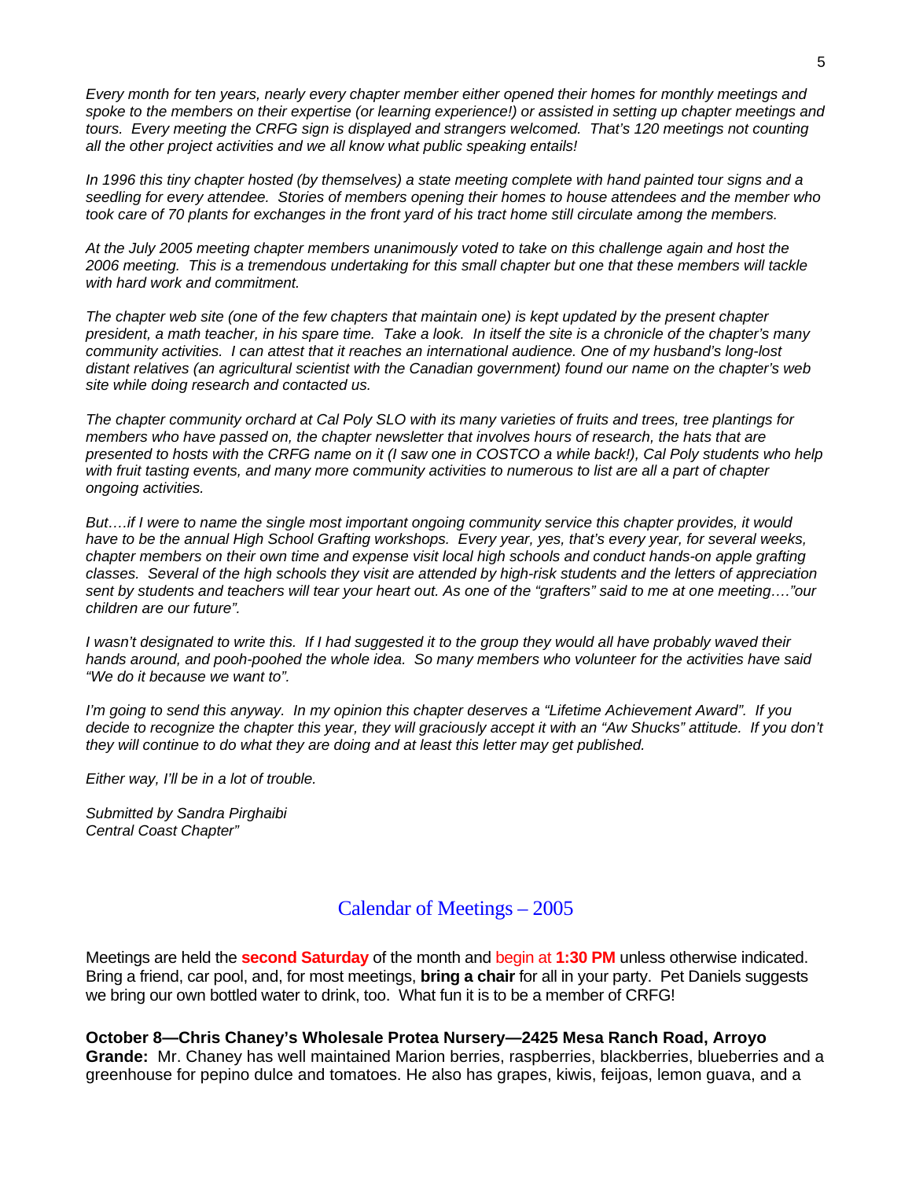*Every month for ten years, nearly every chapter member either opened their homes for monthly meetings and spoke to the members on their expertise (or learning experience!) or assisted in setting up chapter meetings and tours. Every meeting the CRFG sign is displayed and strangers welcomed. That's 120 meetings not counting all the other project activities and we all know what public speaking entails!*

*In 1996 this tiny chapter hosted (by themselves) a state meeting complete with hand painted tour signs and a seedling for every attendee. Stories of members opening their homes to house attendees and the member who took care of 70 plants for exchanges in the front yard of his tract home still circulate among the members.*

*At the July 2005 meeting chapter members unanimously voted to take on this challenge again and host the 2006 meeting. This is a tremendous undertaking for this small chapter but one that these members will tackle with hard work and commitment.*

*The chapter web site (one of the few chapters that maintain one) is kept updated by the present chapter president, a math teacher, in his spare time. Take a look. In itself the site is a chronicle of the chapter's many community activities. I can attest that it reaches an international audience. One of my husband's long-lost distant relatives (an agricultural scientist with the Canadian government) found our name on the chapter's web site while doing research and contacted us.*

*The chapter community orchard at Cal Poly SLO with its many varieties of fruits and trees, tree plantings for members who have passed on, the chapter newsletter that involves hours of research, the hats that are presented to hosts with the CRFG name on it (I saw one in COSTCO a while back!), Cal Poly students who help with fruit tasting events, and many more community activities to numerous to list are all a part of chapter ongoing activities.*

*But….if I were to name the single most important ongoing community service this chapter provides, it would have to be the annual High School Grafting workshops. Every year, yes, that's every year, for several weeks, chapter members on their own time and expense visit local high schools and conduct hands-on apple grafting classes. Several of the high schools they visit are attended by high-risk students and the letters of appreciation sent by students and teachers will tear your heart out. As one of the "grafters" said to me at one meeting…."our children are our future".*

*I wasn't designated to write this. If I had suggested it to the group they would all have probably waved their hands around, and pooh-poohed the whole idea. So many members who volunteer for the activities have said "We do it because we want to".*

*I'm going to send this anyway. In my opinion this chapter deserves a "Lifetime Achievement Award". If you decide to recognize the chapter this year, they will graciously accept it with an "Aw Shucks" attitude. If you don't they will continue to do what they are doing and at least this letter may get published.*

*Either way, I'll be in a lot of trouble.*

*Submitted by Sandra Pirghaibi*
*Central Coast Chapter"*

## Calendar of Meetings – 2005

Meetings are held the **second Saturday** of the month and begin at **1:30 PM** unless otherwise indicated. Bring a friend, car pool, and, for most meetings, **bring a chair** for all in your party. Pet Daniels suggests we bring our own bottled water to drink, too. What fun it is to be a member of CRFG!

**October 8—Chris Chaney's Wholesale Protea Nursery—2425 Mesa Ranch Road, Arroyo Grande:** Mr. Chaney has well maintained Marion berries, raspberries, blackberries, blueberries and a greenhouse for pepino dulce and tomatoes. He also has grapes, kiwis, feijoas, lemon guava, and a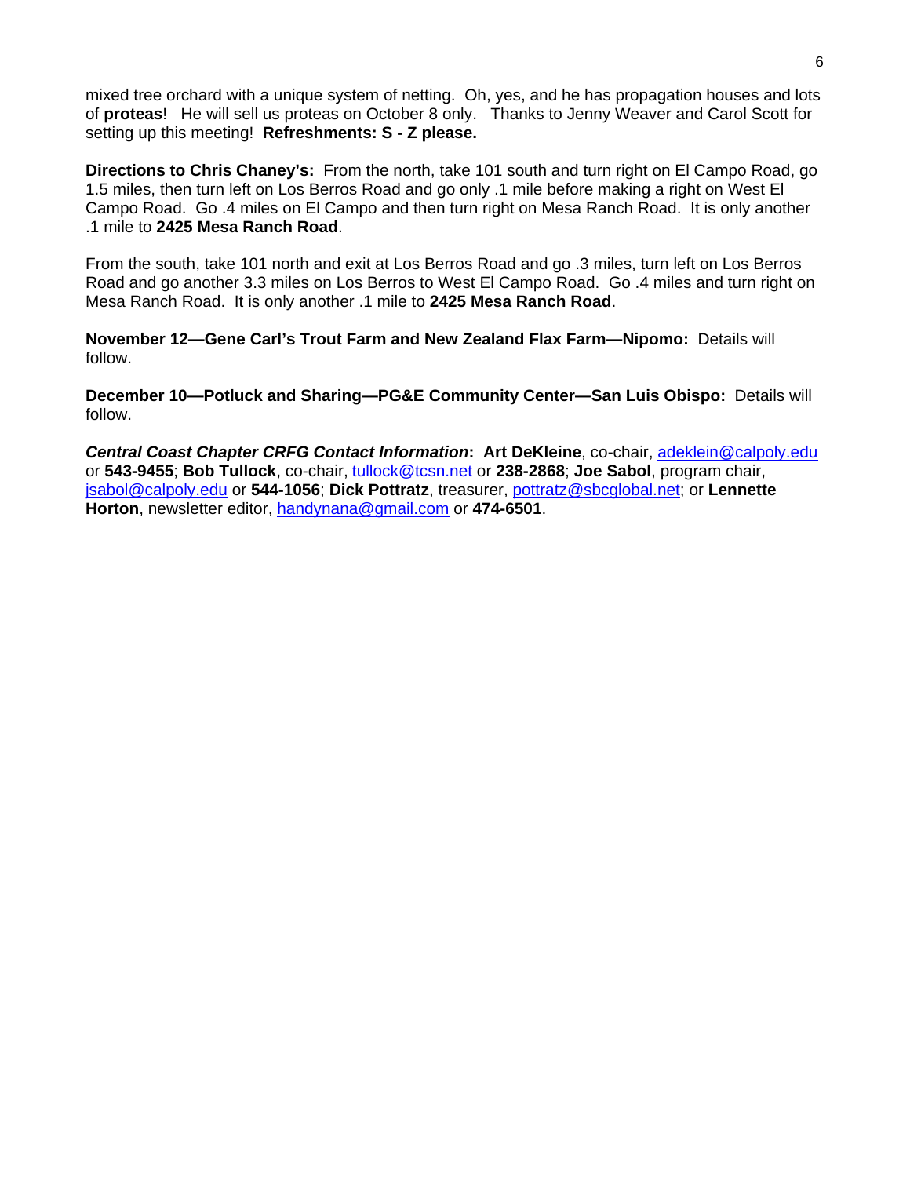mixed tree orchard with a unique system of netting. Oh, yes, and he has propagation houses and lots of **proteas**! He will sell us proteas on October 8 only. Thanks to Jenny Weaver and Carol Scott for setting up this meeting! **Refreshments: S - Z please.**

**Directions to Chris Chaney's:** From the north, take 101 south and turn right on El Campo Road, go 1.5 miles, then turn left on Los Berros Road and go only .1 mile before making a right on West El Campo Road. Go .4 miles on El Campo and then turn right on Mesa Ranch Road. It is only another .1 mile to **2425 Mesa Ranch Road**.

From the south, take 101 north and exit at Los Berros Road and go .3 miles, turn left on Los Berros Road and go another 3.3 miles on Los Berros to West El Campo Road. Go .4 miles and turn right on Mesa Ranch Road. It is only another .1 mile to **2425 Mesa Ranch Road**.

**November 12—Gene Carl's Trout Farm and New Zealand Flax Farm—Nipomo:** Details will follow.

**December 10—Potluck and Sharing—PG&E Community Center—San Luis Obispo:** Details will follow.

***Central Coast Chapter CRFG Contact Information*:** **Art DeKleine**, co-chair, adeklein@calpoly.edu or **543-9455**; **Bob Tullock**, co-chair, tullock@tcsn.net or **238-2868**; **Joe Sabol**, program chair, jsabol@calpoly.edu or **544-1056**; **Dick Pottratz**, treasurer, pottratz@sbcglobal.net; or **Lennette Horton**, newsletter editor, handynana@gmail.com or **474-6501**.